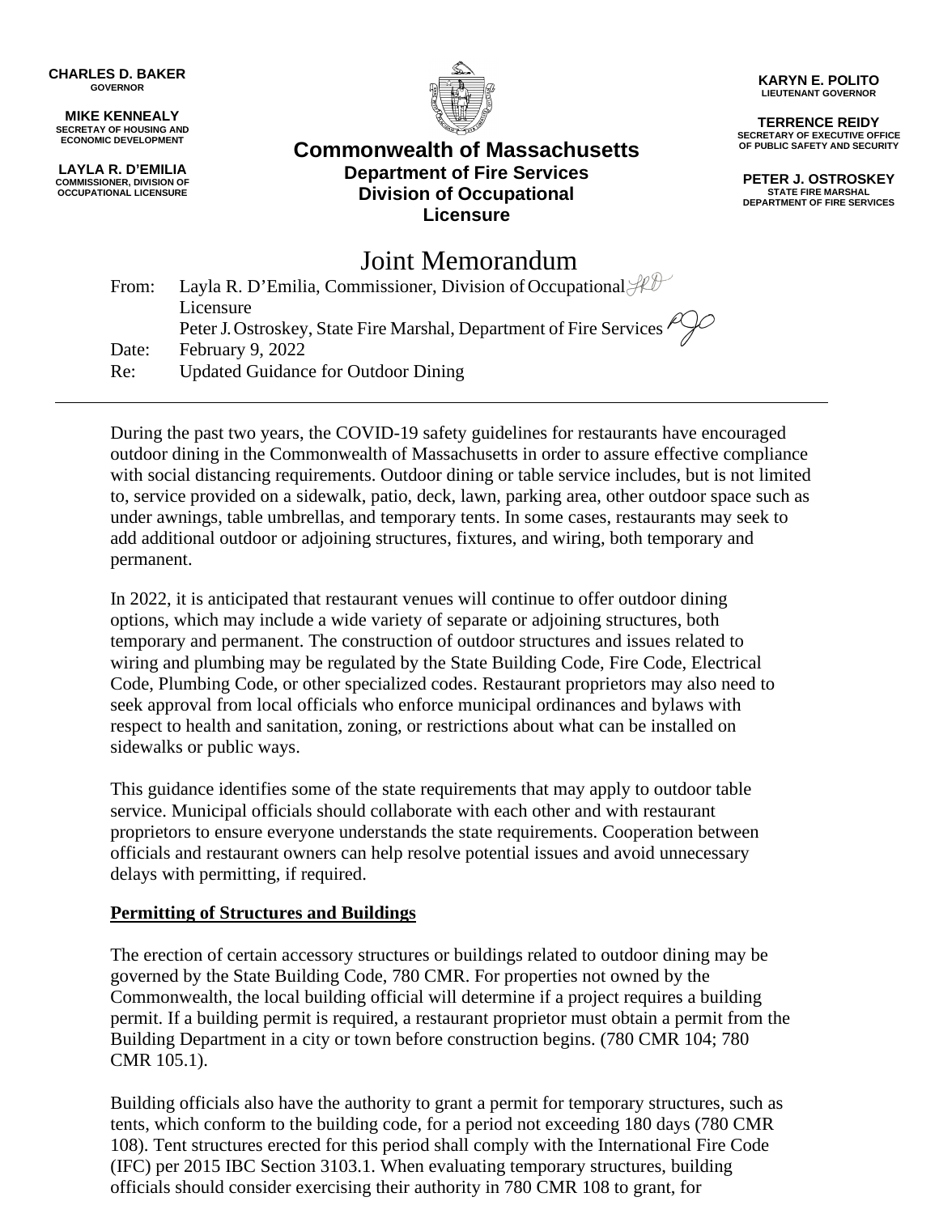**CHARLES D. BAKER**
GOVERNOR

**MIKE KENNEALY**
SECRETAY OF HOUSING AND ECONOMIC DEVELOPMENT

**LAYLA R. D'EMILIA**
COMMISSIONER, DIVISION OF OCCUPATIONAL LICENSURE

# Commonwealth of Massachusetts
## Department of Fire Services
## Division of Occupational Licensure

**KARYN E. POLITO**
LIEUTENANT GOVERNOR

**TERRENCE REIDY**
SECRETARY OF EXECUTIVE OFFICE OF PUBLIC SAFETY AND SECURITY

**PETER J. OSTROSKEY**
STATE FIRE MARSHAL
DEPARTMENT OF FIRE SERVICES

# Joint Memorandum

From: Layla R. D'Emilia, Commissioner, Division of Occupational Licensure
Peter J. Ostroskey, State Fire Marshal, Department of Fire Services
Date: February 9, 2022
Re: Updated Guidance for Outdoor Dining

---

During the past two years, the COVID-19 safety guidelines for restaurants have encouraged outdoor dining in the Commonwealth of Massachusetts in order to assure effective compliance with social distancing requirements. Outdoor dining or table service includes, but is not limited to, service provided on a sidewalk, patio, deck, lawn, parking area, other outdoor space such as under awnings, table umbrellas, and temporary tents. In some cases, restaurants may seek to add additional outdoor or adjoining structures, fixtures, and wiring, both temporary and permanent.

In 2022, it is anticipated that restaurant venues will continue to offer outdoor dining options, which may include a wide variety of separate or adjoining structures, both temporary and permanent. The construction of outdoor structures and issues related to wiring and plumbing may be regulated by the State Building Code, Fire Code, Electrical Code, Plumbing Code, or other specialized codes. Restaurant proprietors may also need to seek approval from local officials who enforce municipal ordinances and bylaws with respect to health and sanitation, zoning, or restrictions about what can be installed on sidewalks or public ways.

This guidance identifies some of the state requirements that may apply to outdoor table service. Municipal officials should collaborate with each other and with restaurant proprietors to ensure everyone understands the state requirements. Cooperation between officials and restaurant owners can help resolve potential issues and avoid unnecessary delays with permitting, if required.

**Permitting of Structures and Buildings**

The erection of certain accessory structures or buildings related to outdoor dining may be governed by the State Building Code, 780 CMR. For properties not owned by the Commonwealth, the local building official will determine if a project requires a building permit. If a building permit is required, a restaurant proprietor must obtain a permit from the Building Department in a city or town before construction begins. (780 CMR 104; 780 CMR 105.1).

Building officials also have the authority to grant a permit for temporary structures, such as tents, which conform to the building code, for a period not exceeding 180 days (780 CMR 108). Tent structures erected for this period shall comply with the International Fire Code (IFC) per 2015 IBC Section 3103.1. When evaluating temporary structures, building officials should consider exercising their authority in 780 CMR 108 to grant, for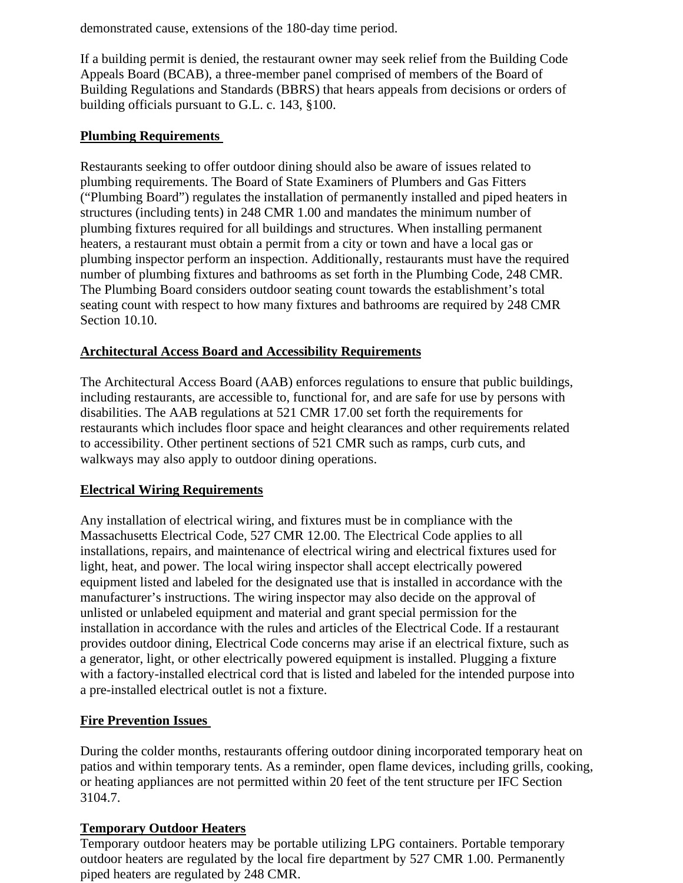demonstrated cause, extensions of the 180-day time period.

If a building permit is denied, the restaurant owner may seek relief from the Building Code Appeals Board (BCAB), a three-member panel comprised of members of the Board of Building Regulations and Standards (BBRS) that hears appeals from decisions or orders of building officials pursuant to G.L. c. 143, §100.

## Plumbing Requirements

Restaurants seeking to offer outdoor dining should also be aware of issues related to plumbing requirements. The Board of State Examiners of Plumbers and Gas Fitters ("Plumbing Board") regulates the installation of permanently installed and piped heaters in structures (including tents) in 248 CMR 1.00 and mandates the minimum number of plumbing fixtures required for all buildings and structures. When installing permanent heaters, a restaurant must obtain a permit from a city or town and have a local gas or plumbing inspector perform an inspection. Additionally, restaurants must have the required number of plumbing fixtures and bathrooms as set forth in the Plumbing Code, 248 CMR. The Plumbing Board considers outdoor seating count towards the establishment's total seating count with respect to how many fixtures and bathrooms are required by 248 CMR Section 10.10.

## Architectural Access Board and Accessibility Requirements

The Architectural Access Board (AAB) enforces regulations to ensure that public buildings, including restaurants, are accessible to, functional for, and are safe for use by persons with disabilities. The AAB regulations at 521 CMR 17.00 set forth the requirements for restaurants which includes floor space and height clearances and other requirements related to accessibility. Other pertinent sections of 521 CMR such as ramps, curb cuts, and walkways may also apply to outdoor dining operations.

## Electrical Wiring Requirements

Any installation of electrical wiring, and fixtures must be in compliance with the Massachusetts Electrical Code, 527 CMR 12.00. The Electrical Code applies to all installations, repairs, and maintenance of electrical wiring and electrical fixtures used for light, heat, and power. The local wiring inspector shall accept electrically powered equipment listed and labeled for the designated use that is installed in accordance with the manufacturer's instructions. The wiring inspector may also decide on the approval of unlisted or unlabeled equipment and material and grant special permission for the installation in accordance with the rules and articles of the Electrical Code. If a restaurant provides outdoor dining, Electrical Code concerns may arise if an electrical fixture, such as a generator, light, or other electrically powered equipment is installed. Plugging a fixture with a factory-installed electrical cord that is listed and labeled for the intended purpose into a pre-installed electrical outlet is not a fixture.

## Fire Prevention Issues

During the colder months, restaurants offering outdoor dining incorporated temporary heat on patios and within temporary tents. As a reminder, open flame devices, including grills, cooking, or heating appliances are not permitted within 20 feet of the tent structure per IFC Section 3104.7.

## Temporary Outdoor Heaters

Temporary outdoor heaters may be portable utilizing LPG containers. Portable temporary outdoor heaters are regulated by the local fire department by 527 CMR 1.00. Permanently piped heaters are regulated by 248 CMR.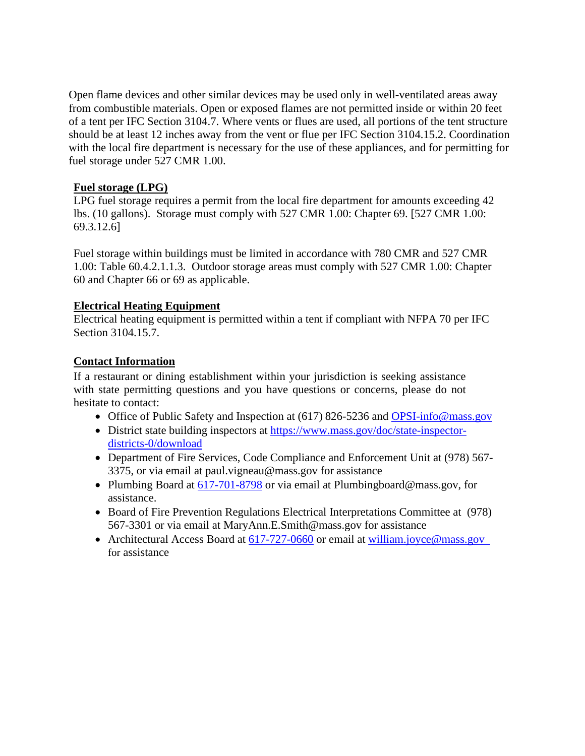Open flame devices and other similar devices may be used only in well-ventilated areas away from combustible materials. Open or exposed flames are not permitted inside or within 20 feet of a tent per IFC Section 3104.7. Where vents or flues are used, all portions of the tent structure should be at least 12 inches away from the vent or flue per IFC Section 3104.15.2. Coordination with the local fire department is necessary for the use of these appliances, and for permitting for fuel storage under 527 CMR 1.00.

**Fuel storage (LPG)**

LPG fuel storage requires a permit from the local fire department for amounts exceeding 42 lbs. (10 gallons). Storage must comply with 527 CMR 1.00: Chapter 69. [527 CMR 1.00: 69.3.12.6]

Fuel storage within buildings must be limited in accordance with 780 CMR and 527 CMR 1.00: Table 60.4.2.1.1.3. Outdoor storage areas must comply with 527 CMR 1.00: Chapter 60 and Chapter 66 or 69 as applicable.

**Electrical Heating Equipment**

Electrical heating equipment is permitted within a tent if compliant with NFPA 70 per IFC Section 3104.15.7.

**Contact Information**

If a restaurant or dining establishment within your jurisdiction is seeking assistance with state permitting questions and you have questions or concerns, please do not hesitate to contact:

- Office of Public Safety and Inspection at (617) 826-5236 and OPSI-info@mass.gov
- District state building inspectors at https://www.mass.gov/doc/state-inspector-districts-0/download
- Department of Fire Services, Code Compliance and Enforcement Unit at (978) 567-3375, or via email at paul.vigneau@mass.gov for assistance
- Plumbing Board at 617-701-8798 or via email at Plumbingboard@mass.gov, for assistance.
- Board of Fire Prevention Regulations Electrical Interpretations Committee at (978) 567-3301 or via email at MaryAnn.E.Smith@mass.gov for assistance
- Architectural Access Board at 617-727-0660 or email at william.joyce@mass.gov for assistance